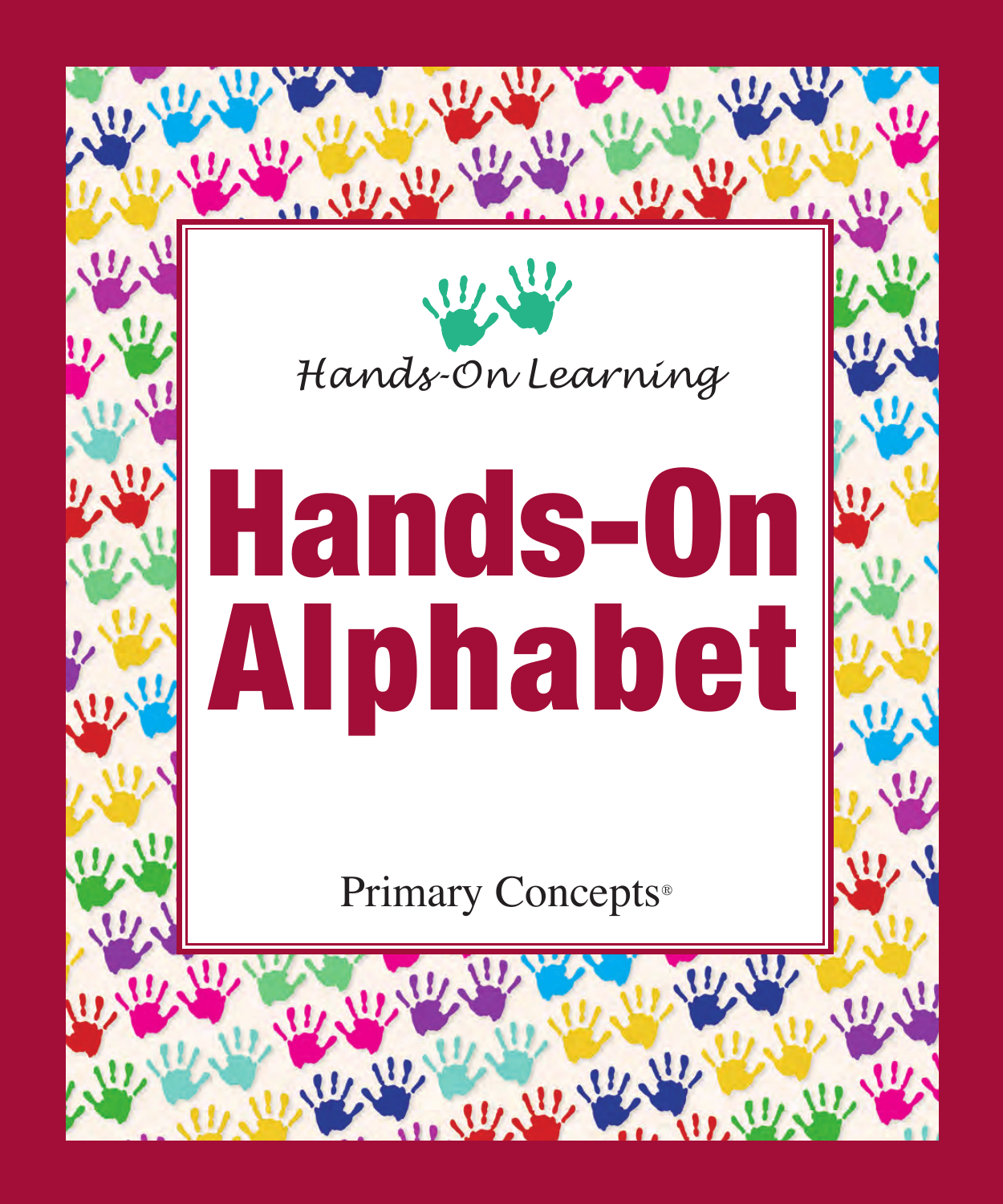*Hands-On Learning*

# Hands-On Alphabet

Primary Concepts®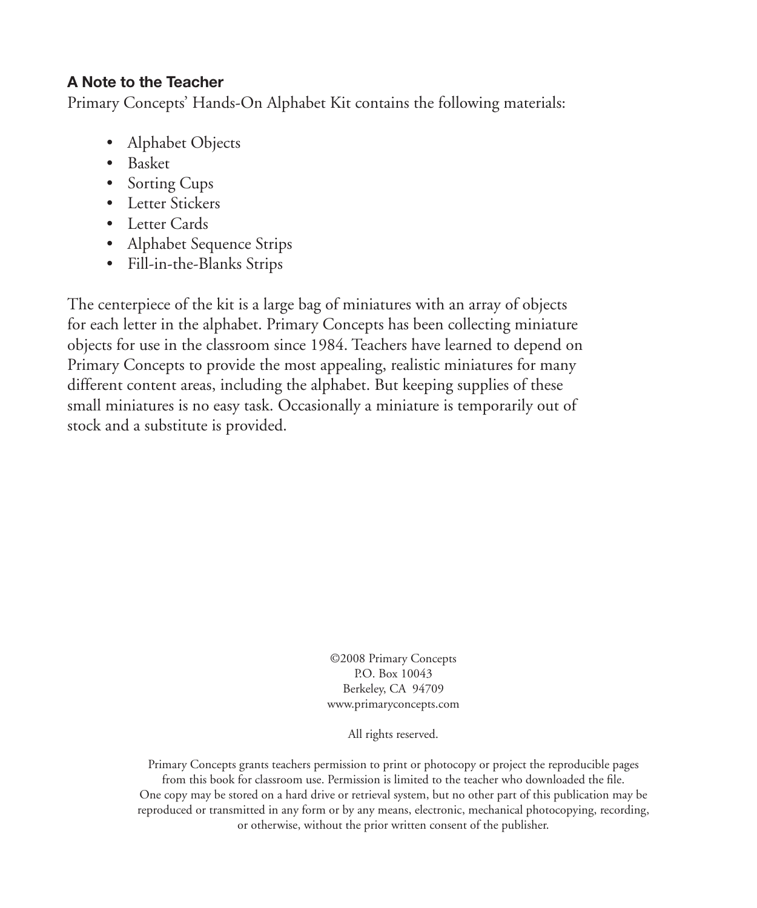**A Note to the Teacher**

Primary Concepts' Hands-On Alphabet Kit contains the following materials:

- Alphabet Objects
- Basket
- Sorting Cups
- Letter Stickers
- Letter Cards
- Alphabet Sequence Strips
- Fill-in-the-Blanks Strips

The centerpiece of the kit is a large bag of miniatures with an array of objects for each letter in the alphabet. Primary Concepts has been collecting miniature objects for use in the classroom since 1984. Teachers have learned to depend on Primary Concepts to provide the most appealing, realistic miniatures for many different content areas, including the alphabet. But keeping supplies of these small miniatures is no easy task. Occasionally a miniature is temporarily out of stock and a substitute is provided.

©2008 Primary Concepts
P.O. Box 10043
Berkeley, CA 94709
www.primaryconcepts.com

All rights reserved.

Primary Concepts grants teachers permission to print or photocopy or project the reproducible pages from this book for classroom use. Permission is limited to the teacher who downloaded the file. One copy may be stored on a hard drive or retrieval system, but no other part of this publication may be reproduced or transmitted in any form or by any means, electronic, mechanical photocopying, recording, or otherwise, without the prior written consent of the publisher.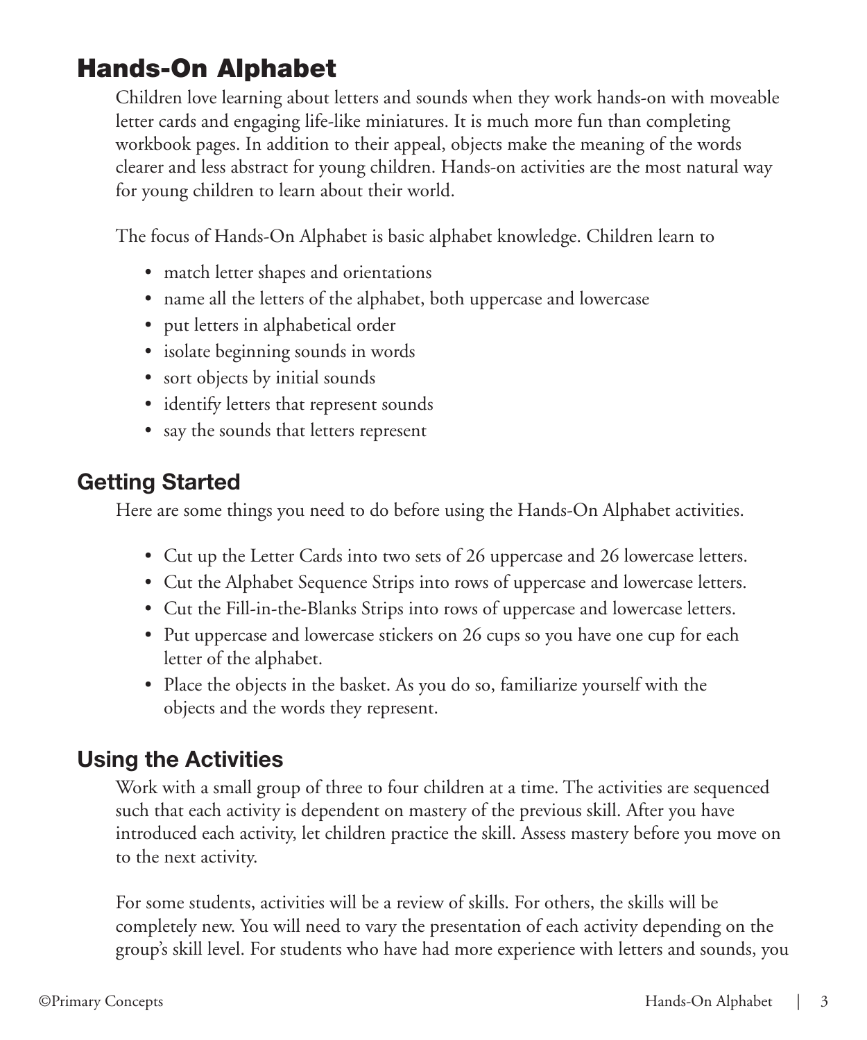# Hands-On Alphabet

Children love learning about letters and sounds when they work hands-on with moveable letter cards and engaging life-like miniatures. It is much more fun than completing workbook pages. In addition to their appeal, objects make the meaning of the words clearer and less abstract for young children. Hands-on activities are the most natural way for young children to learn about their world.

The focus of Hands-On Alphabet is basic alphabet knowledge. Children learn to

- match letter shapes and orientations
- name all the letters of the alphabet, both uppercase and lowercase
- put letters in alphabetical order
- isolate beginning sounds in words
- sort objects by initial sounds
- identify letters that represent sounds
- say the sounds that letters represent

## Getting Started

Here are some things you need to do before using the Hands-On Alphabet activities.

- Cut up the Letter Cards into two sets of 26 uppercase and 26 lowercase letters.
- Cut the Alphabet Sequence Strips into rows of uppercase and lowercase letters.
- Cut the Fill-in-the-Blanks Strips into rows of uppercase and lowercase letters.
- Put uppercase and lowercase stickers on 26 cups so you have one cup for each letter of the alphabet.
- Place the objects in the basket. As you do so, familiarize yourself with the objects and the words they represent.

## Using the Activities

Work with a small group of three to four children at a time. The activities are sequenced such that each activity is dependent on mastery of the previous skill. After you have introduced each activity, let children practice the skill. Assess mastery before you move on to the next activity.

For some students, activities will be a review of skills. For others, the skills will be completely new. You will need to vary the presentation of each activity depending on the group's skill level. For students who have had more experience with letters and sounds, you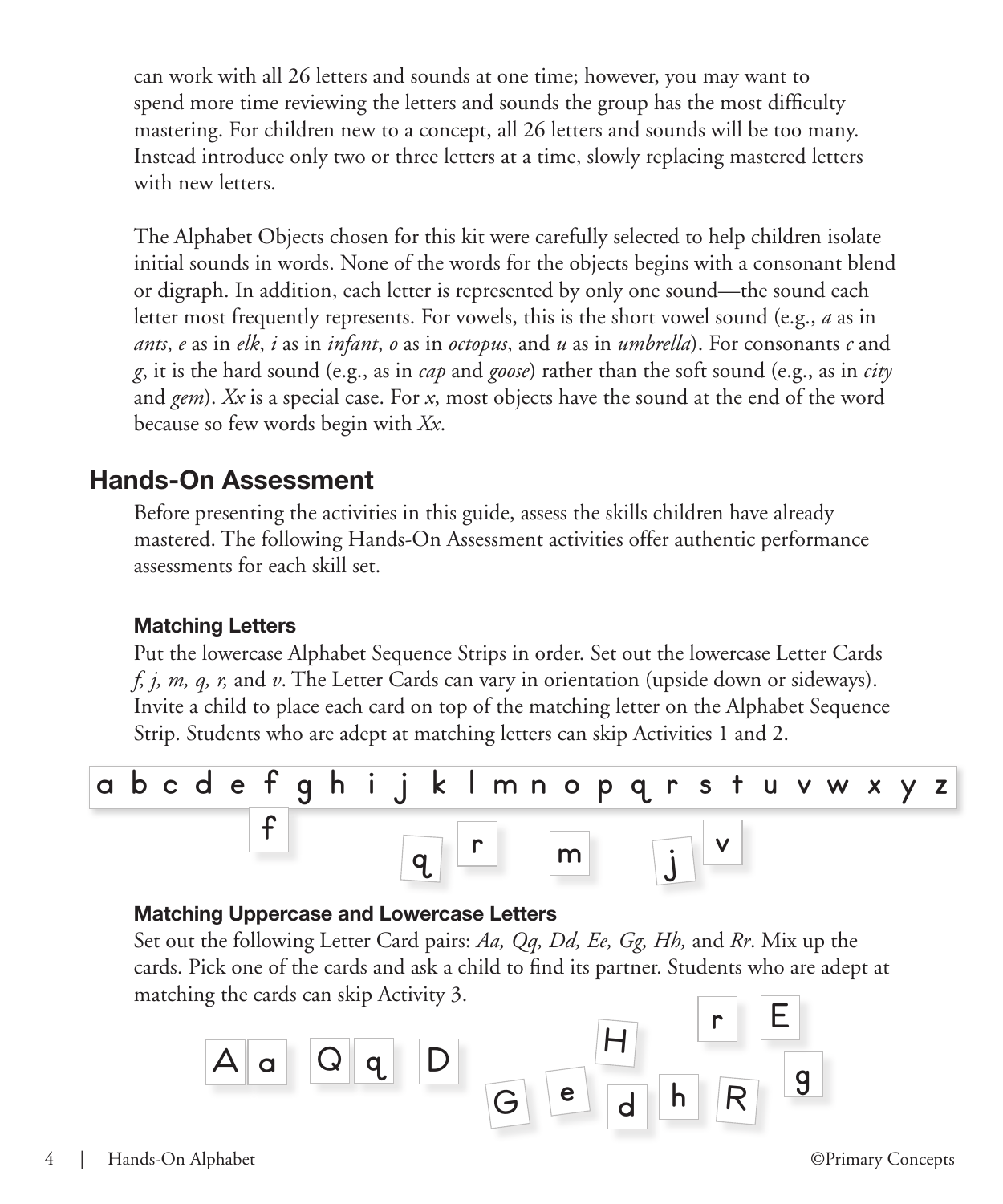can work with all 26 letters and sounds at one time; however, you may want to spend more time reviewing the letters and sounds the group has the most difficulty mastering. For children new to a concept, all 26 letters and sounds will be too many. Instead introduce only two or three letters at a time, slowly replacing mastered letters with new letters.

The Alphabet Objects chosen for this kit were carefully selected to help children isolate initial sounds in words. None of the words for the objects begins with a consonant blend or digraph. In addition, each letter is represented by only one sound—the sound each letter most frequently represents. For vowels, this is the short vowel sound (e.g., *a* as in *ants*, *e* as in *elk*, *i* as in *infant*, *o* as in *octopus*, and *u* as in *umbrella*). For consonants *c* and *g*, it is the hard sound (e.g., as in *cap* and *goose*) rather than the soft sound (e.g., as in *city* and *gem*). *Xx* is a special case. For *x*, most objects have the sound at the end of the word because so few words begin with *Xx*.

## Hands-On Assessment

Before presenting the activities in this guide, assess the skills children have already mastered. The following Hands-On Assessment activities offer authentic performance assessments for each skill set.

### Matching Letters

Put the lowercase Alphabet Sequence Strips in order. Set out the lowercase Letter Cards *f, j, m, q, r,* and *v*. The Letter Cards can vary in orientation (upside down or sideways). Invite a child to place each card on top of the matching letter on the Alphabet Sequence Strip. Students who are adept at matching letters can skip Activities 1 and 2.

a b c d e f g h i j k l m n o p q r s t u v w x y z

f q r m j v

### Matching Uppercase and Lowercase Letters

Set out the following Letter Card pairs: *Aa, Qq, Dd, Ee, Gg, Hh,* and *Rr*. Mix up the cards. Pick one of the cards and ask a child to find its partner. Students who are adept at matching the cards can skip Activity 3.

A a Q q D G e H d h r R E g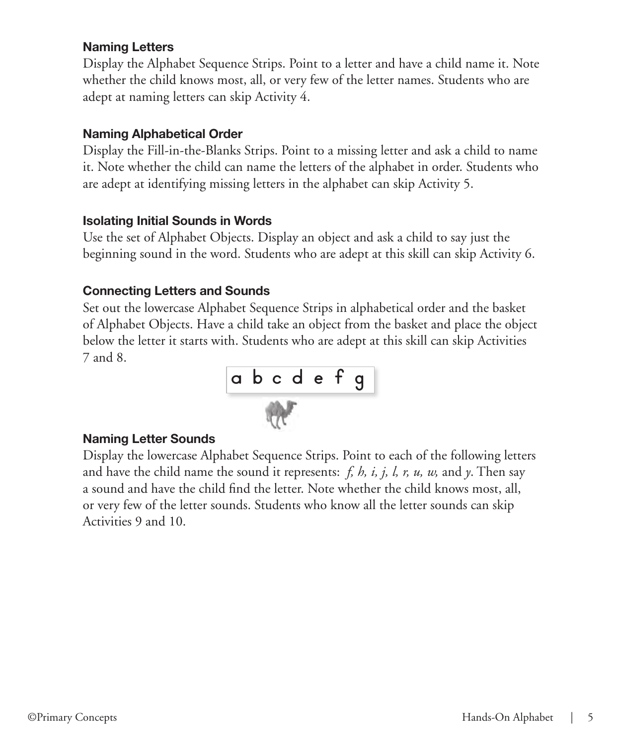### Naming Letters

Display the Alphabet Sequence Strips. Point to a letter and have a child name it. Note whether the child knows most, all, or very few of the letter names. Students who are adept at naming letters can skip Activity 4.

### Naming Alphabetical Order

Display the Fill-in-the-Blanks Strips. Point to a missing letter and ask a child to name it. Note whether the child can name the letters of the alphabet in order. Students who are adept at identifying missing letters in the alphabet can skip Activity 5.

### Isolating Initial Sounds in Words

Use the set of Alphabet Objects. Display an object and ask a child to say just the beginning sound in the word. Students who are adept at this skill can skip Activity 6.

### Connecting Letters and Sounds

Set out the lowercase Alphabet Sequence Strips in alphabetical order and the basket of Alphabet Objects. Have a child take an object from the basket and place the object below the letter it starts with. Students who are adept at this skill can skip Activities 7 and 8.

a b c d e f g

### Naming Letter Sounds

Display the lowercase Alphabet Sequence Strips. Point to each of the following letters and have the child name the sound it represents: *f, h, i, j, l, r, u, w,* and *y*. Then say a sound and have the child find the letter. Note whether the child knows most, all, or very few of the letter sounds. Students who know all the letter sounds can skip Activities 9 and 10.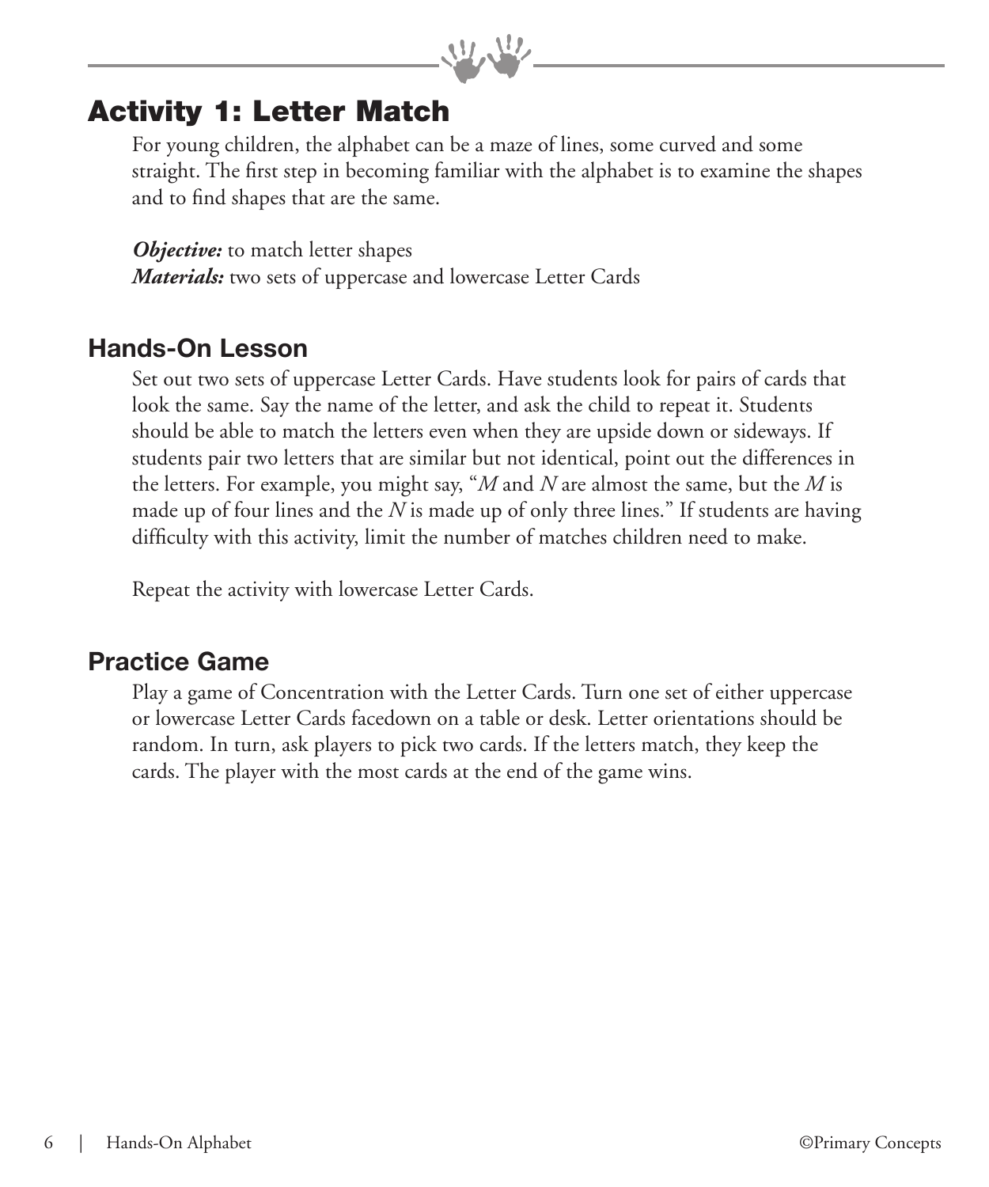## Activity 1: Letter Match

For young children, the alphabet can be a maze of lines, some curved and some straight. The first step in becoming familiar with the alphabet is to examine the shapes and to find shapes that are the same.

***Objective:*** to match letter shapes
***Materials:*** two sets of uppercase and lowercase Letter Cards

### Hands-On Lesson

Set out two sets of uppercase Letter Cards. Have students look for pairs of cards that look the same. Say the name of the letter, and ask the child to repeat it. Students should be able to match the letters even when they are upside down or sideways. If students pair two letters that are similar but not identical, point out the differences in the letters. For example, you might say, "*M* and *N* are almost the same, but the *M* is made up of four lines and the *N* is made up of only three lines." If students are having difficulty with this activity, limit the number of matches children need to make.

Repeat the activity with lowercase Letter Cards.

### Practice Game

Play a game of Concentration with the Letter Cards. Turn one set of either uppercase or lowercase Letter Cards facedown on a table or desk. Letter orientations should be random. In turn, ask players to pick two cards. If the letters match, they keep the cards. The player with the most cards at the end of the game wins.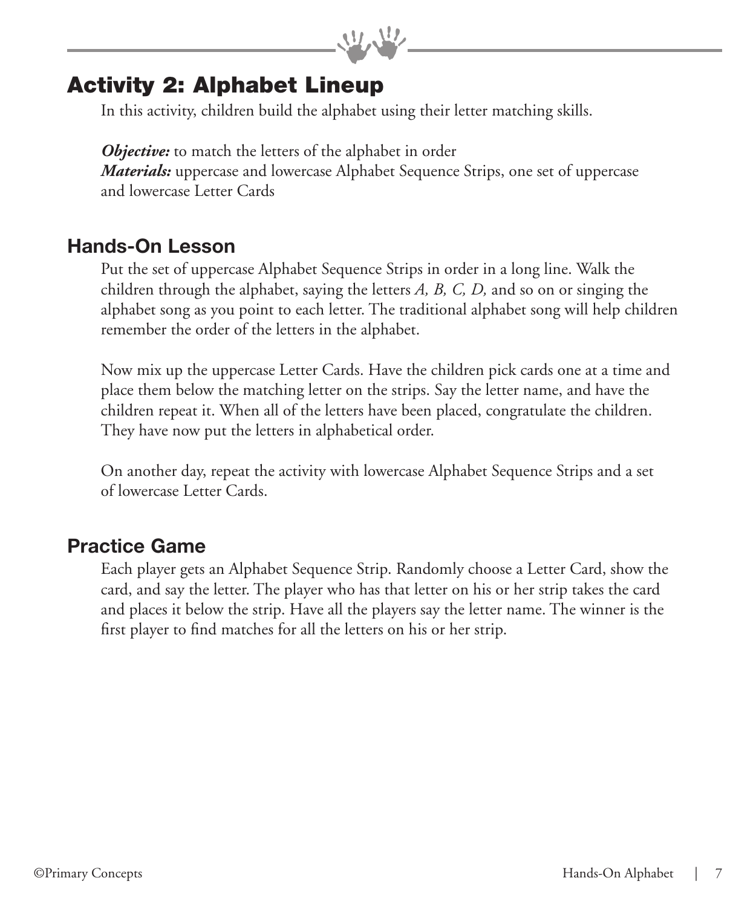## Activity 2: Alphabet Lineup

In this activity, children build the alphabet using their letter matching skills.

***Objective:*** to match the letters of the alphabet in order
***Materials:*** uppercase and lowercase Alphabet Sequence Strips, one set of uppercase and lowercase Letter Cards

### Hands-On Lesson

Put the set of uppercase Alphabet Sequence Strips in order in a long line. Walk the children through the alphabet, saying the letters *A, B, C, D,* and so on or singing the alphabet song as you point to each letter. The traditional alphabet song will help children remember the order of the letters in the alphabet.

Now mix up the uppercase Letter Cards. Have the children pick cards one at a time and place them below the matching letter on the strips. Say the letter name, and have the children repeat it. When all of the letters have been placed, congratulate the children. They have now put the letters in alphabetical order.

On another day, repeat the activity with lowercase Alphabet Sequence Strips and a set of lowercase Letter Cards.

### Practice Game

Each player gets an Alphabet Sequence Strip. Randomly choose a Letter Card, show the card, and say the letter. The player who has that letter on his or her strip takes the card and places it below the strip. Have all the players say the letter name. The winner is the first player to find matches for all the letters on his or her strip.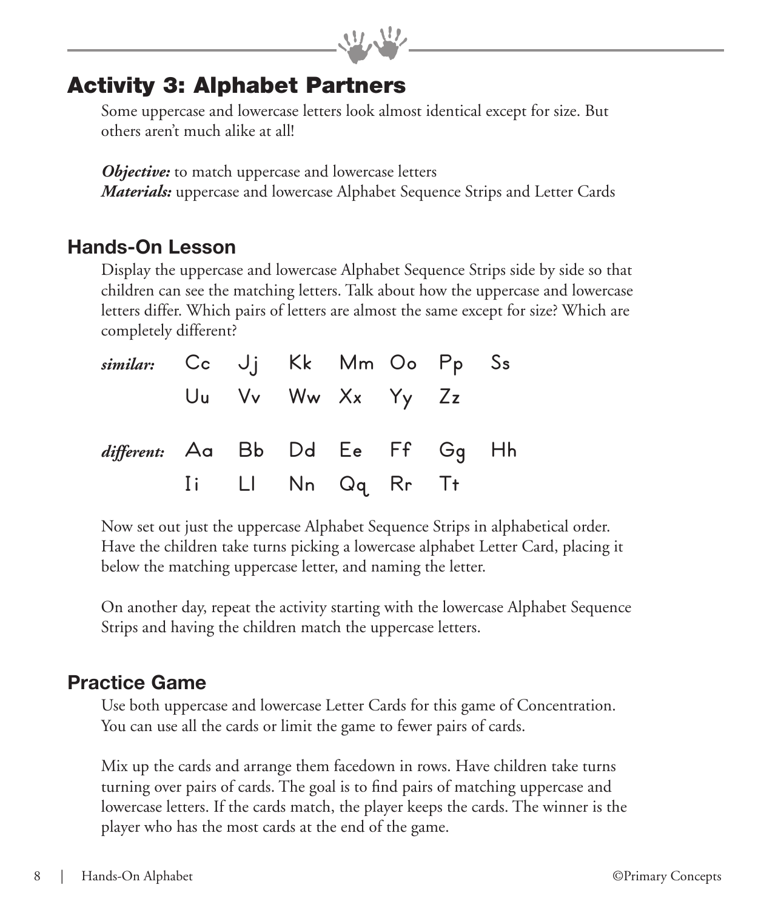## Activity 3: Alphabet Partners

Some uppercase and lowercase letters look almost identical except for size. But others aren't much alike at all!

***Objective:*** to match uppercase and lowercase letters
***Materials:*** uppercase and lowercase Alphabet Sequence Strips and Letter Cards

### Hands-On Lesson

Display the uppercase and lowercase Alphabet Sequence Strips side by side so that children can see the matching letters. Talk about how the uppercase and lowercase letters differ. Which pairs of letters are almost the same except for size? Which are completely different?

*similar:* Cc Jj Kk Mm Oo Pp Ss
Uu Vv Ww Xx Yy Zz

*different:* Aa Bb Dd Ee Ff Gg Hh
Ii Ll Nn Qq Rr Tt

Now set out just the uppercase Alphabet Sequence Strips in alphabetical order. Have the children take turns picking a lowercase alphabet Letter Card, placing it below the matching uppercase letter, and naming the letter.

On another day, repeat the activity starting with the lowercase Alphabet Sequence Strips and having the children match the uppercase letters.

### Practice Game

Use both uppercase and lowercase Letter Cards for this game of Concentration. You can use all the cards or limit the game to fewer pairs of cards.

Mix up the cards and arrange them facedown in rows. Have children take turns turning over pairs of cards. The goal is to find pairs of matching uppercase and lowercase letters. If the cards match, the player keeps the cards. The winner is the player who has the most cards at the end of the game.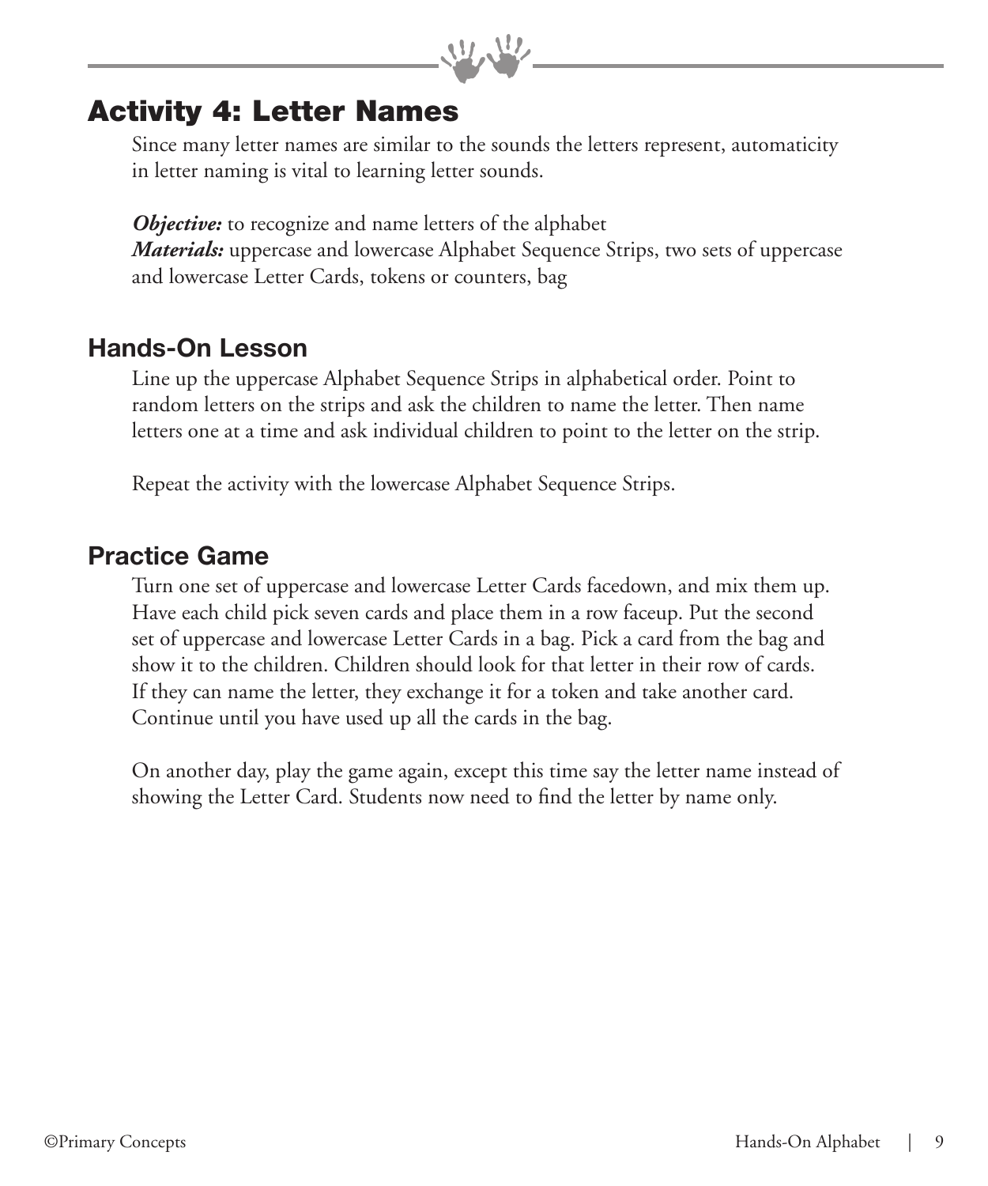## Activity 4: Letter Names

Since many letter names are similar to the sounds the letters represent, automaticity in letter naming is vital to learning letter sounds.

***Objective:*** to recognize and name letters of the alphabet
***Materials:*** uppercase and lowercase Alphabet Sequence Strips, two sets of uppercase and lowercase Letter Cards, tokens or counters, bag

### Hands-On Lesson

Line up the uppercase Alphabet Sequence Strips in alphabetical order. Point to random letters on the strips and ask the children to name the letter. Then name letters one at a time and ask individual children to point to the letter on the strip.

Repeat the activity with the lowercase Alphabet Sequence Strips.

### Practice Game

Turn one set of uppercase and lowercase Letter Cards facedown, and mix them up. Have each child pick seven cards and place them in a row faceup. Put the second set of uppercase and lowercase Letter Cards in a bag. Pick a card from the bag and show it to the children. Children should look for that letter in their row of cards. If they can name the letter, they exchange it for a token and take another card. Continue until you have used up all the cards in the bag.

On another day, play the game again, except this time say the letter name instead of showing the Letter Card. Students now need to find the letter by name only.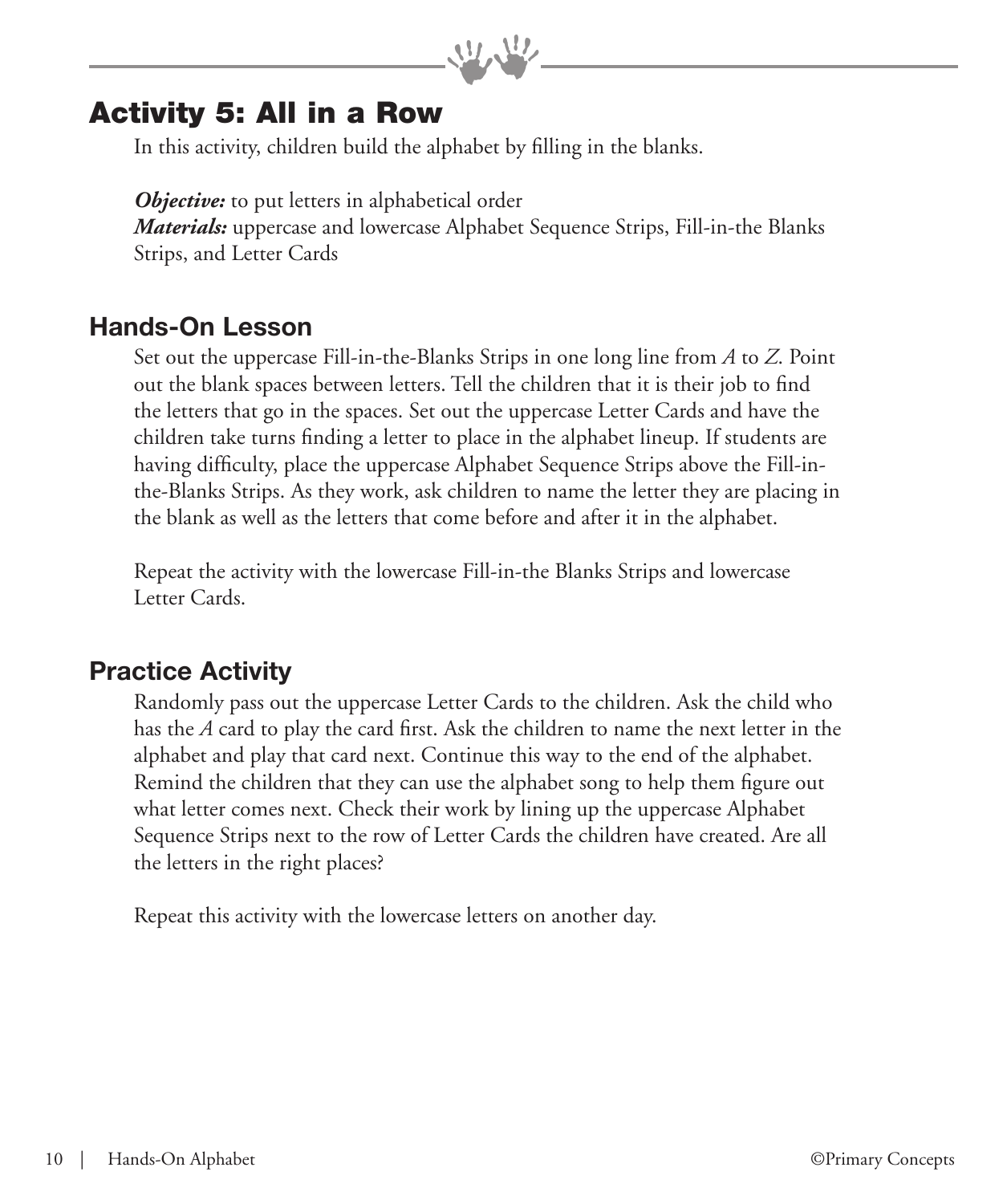## Activity 5: All in a Row

In this activity, children build the alphabet by filling in the blanks.

***Objective:*** to put letters in alphabetical order
***Materials:*** uppercase and lowercase Alphabet Sequence Strips, Fill-in-the Blanks Strips, and Letter Cards

### Hands-On Lesson

Set out the uppercase Fill-in-the-Blanks Strips in one long line from *A* to *Z*. Point out the blank spaces between letters. Tell the children that it is their job to find the letters that go in the spaces. Set out the uppercase Letter Cards and have the children take turns finding a letter to place in the alphabet lineup. If students are having difficulty, place the uppercase Alphabet Sequence Strips above the Fill-in-the-Blanks Strips. As they work, ask children to name the letter they are placing in the blank as well as the letters that come before and after it in the alphabet.

Repeat the activity with the lowercase Fill-in-the Blanks Strips and lowercase Letter Cards.

### Practice Activity

Randomly pass out the uppercase Letter Cards to the children. Ask the child who has the *A* card to play the card first. Ask the children to name the next letter in the alphabet and play that card next. Continue this way to the end of the alphabet. Remind the children that they can use the alphabet song to help them figure out what letter comes next. Check their work by lining up the uppercase Alphabet Sequence Strips next to the row of Letter Cards the children have created. Are all the letters in the right places?

Repeat this activity with the lowercase letters on another day.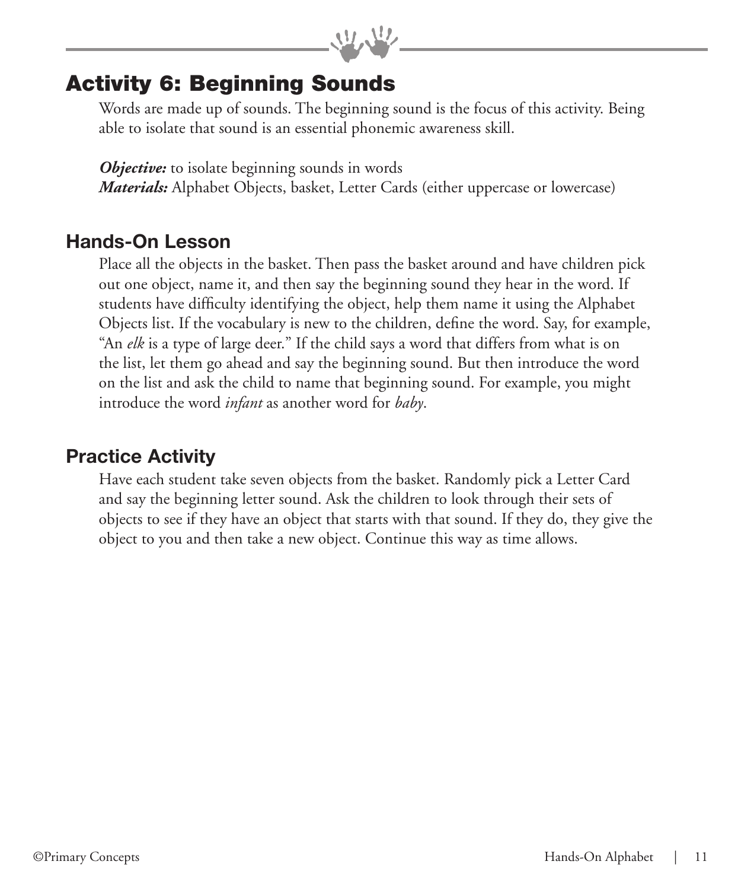## Activity 6: Beginning Sounds

Words are made up of sounds. The beginning sound is the focus of this activity. Being able to isolate that sound is an essential phonemic awareness skill.

***Objective:*** to isolate beginning sounds in words
***Materials:*** Alphabet Objects, basket, Letter Cards (either uppercase or lowercase)

### Hands-On Lesson

Place all the objects in the basket. Then pass the basket around and have children pick out one object, name it, and then say the beginning sound they hear in the word. If students have difficulty identifying the object, help them name it using the Alphabet Objects list. If the vocabulary is new to the children, define the word. Say, for example, "An *elk* is a type of large deer." If the child says a word that differs from what is on the list, let them go ahead and say the beginning sound. But then introduce the word on the list and ask the child to name that beginning sound. For example, you might introduce the word *infant* as another word for *baby*.

### Practice Activity

Have each student take seven objects from the basket. Randomly pick a Letter Card and say the beginning letter sound. Ask the children to look through their sets of objects to see if they have an object that starts with that sound. If they do, they give the object to you and then take a new object. Continue this way as time allows.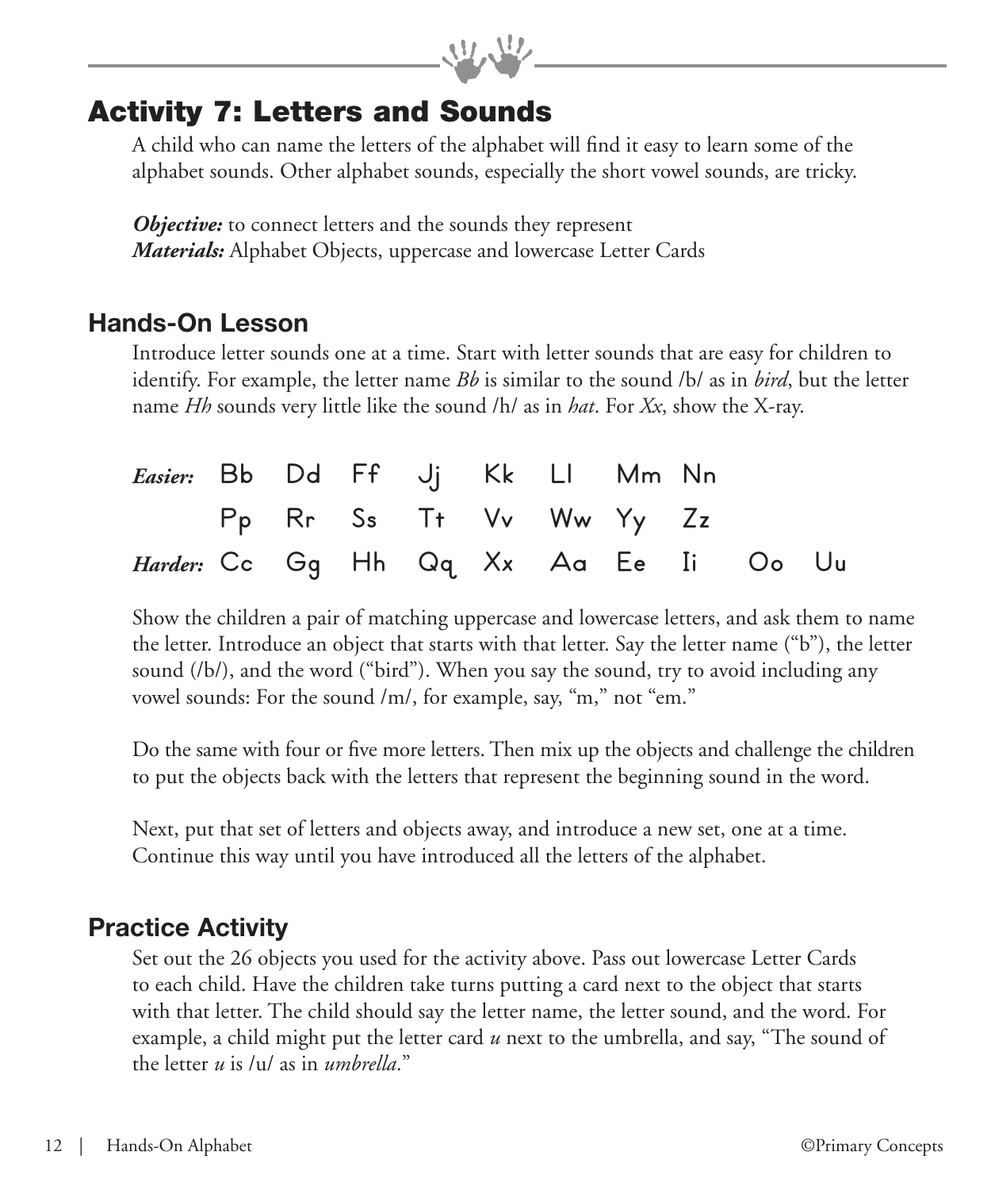## Activity 7: Letters and Sounds

A child who can name the letters of the alphabet will find it easy to learn some of the alphabet sounds. Other alphabet sounds, especially the short vowel sounds, are tricky.

***Objective:*** to connect letters and the sounds they represent
***Materials:*** Alphabet Objects, uppercase and lowercase Letter Cards

### Hands-On Lesson

Introduce letter sounds one at a time. Start with letter sounds that are easy for children to identify. For example, the letter name *Bb* is similar to the sound /b/ as in *bird*, but the letter name *Hh* sounds very little like the sound /h/ as in *hat*. For *Xx*, show the X-ray.

| | | | | | | | | | | |
|---|---|---|---|---|---|---|---|---|---|---|
| *Easier:* | Bb | Dd | Ff | Jj | Kk | Ll | Mm | Nn | | |
| | Pp | Rr | Ss | Tt | Vv | Ww | Yy | Zz | | |
| *Harder:* | Cc | Gg | Hh | Qq | Xx | Aa | Ee | Ii | Oo | Uu |

Show the children a pair of matching uppercase and lowercase letters, and ask them to name the letter. Introduce an object that starts with that letter. Say the letter name ("b"), the letter sound (/b/), and the word ("bird"). When you say the sound, try to avoid including any vowel sounds: For the sound /m/, for example, say, "m," not "em."

Do the same with four or five more letters. Then mix up the objects and challenge the children to put the objects back with the letters that represent the beginning sound in the word.

Next, put that set of letters and objects away, and introduce a new set, one at a time. Continue this way until you have introduced all the letters of the alphabet.

### Practice Activity

Set out the 26 objects you used for the activity above. Pass out lowercase Letter Cards to each child. Have the children take turns putting a card next to the object that starts with that letter. The child should say the letter name, the letter sound, and the word. For example, a child might put the letter card *u* next to the umbrella, and say, "The sound of the letter *u* is /u/ as in *umbrella*."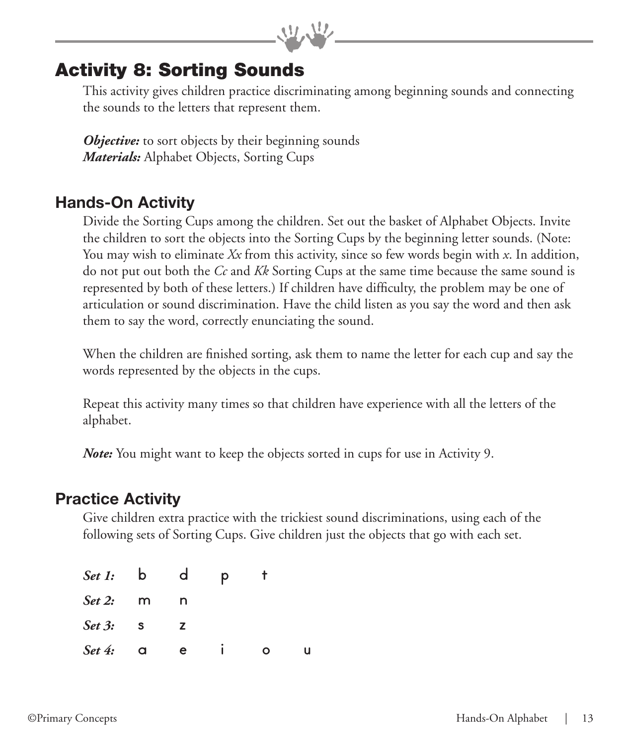## Activity 8: Sorting Sounds

This activity gives children practice discriminating among beginning sounds and connecting the sounds to the letters that represent them.

***Objective:*** to sort objects by their beginning sounds
***Materials:*** Alphabet Objects, Sorting Cups

### Hands-On Activity

Divide the Sorting Cups among the children. Set out the basket of Alphabet Objects. Invite the children to sort the objects into the Sorting Cups by the beginning letter sounds. (Note: You may wish to eliminate *Xx* from this activity, since so few words begin with *x*. In addition, do not put out both the *Cc* and *Kk* Sorting Cups at the same time because the same sound is represented by both of these letters.) If children have difficulty, the problem may be one of articulation or sound discrimination. Have the child listen as you say the word and then ask them to say the word, correctly enunciating the sound.

When the children are finished sorting, ask them to name the letter for each cup and say the words represented by the objects in the cups.

Repeat this activity many times so that children have experience with all the letters of the alphabet.

***Note:*** You might want to keep the objects sorted in cups for use in Activity 9.

### Practice Activity

Give children extra practice with the trickiest sound discriminations, using each of the following sets of Sorting Cups. Give children just the objects that go with each set.

***Set 1:*** b d p t
***Set 2:*** m n
***Set 3:*** s z
***Set 4:*** a e i o u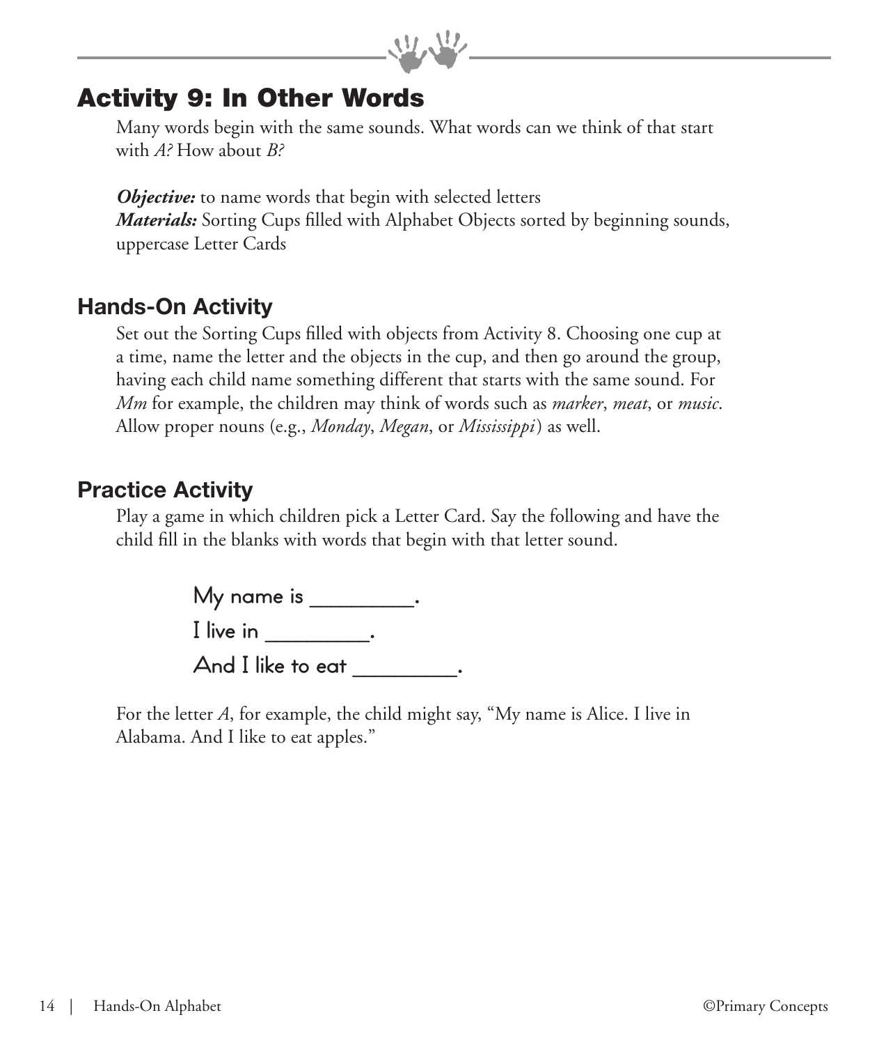# Activity 9: In Other Words

Many words begin with the same sounds. What words can we think of that start with *A?* How about *B?*

***Objective:*** to name words that begin with selected letters
***Materials:*** Sorting Cups filled with Alphabet Objects sorted by beginning sounds, uppercase Letter Cards

## Hands-On Activity

Set out the Sorting Cups filled with objects from Activity 8. Choosing one cup at a time, name the letter and the objects in the cup, and then go around the group, having each child name something different that starts with the same sound. For *Mm* for example, the children may think of words such as *marker*, *meat*, or *music*. Allow proper nouns (e.g., *Monday*, *Megan*, or *Mississippi*) as well.

## Practice Activity

Play a game in which children pick a Letter Card. Say the following and have the child fill in the blanks with words that begin with that letter sound.

> My name is _________.
> I live in _________.
> And I like to eat _________.

For the letter *A*, for example, the child might say, "My name is Alice. I live in Alabama. And I like to eat apples."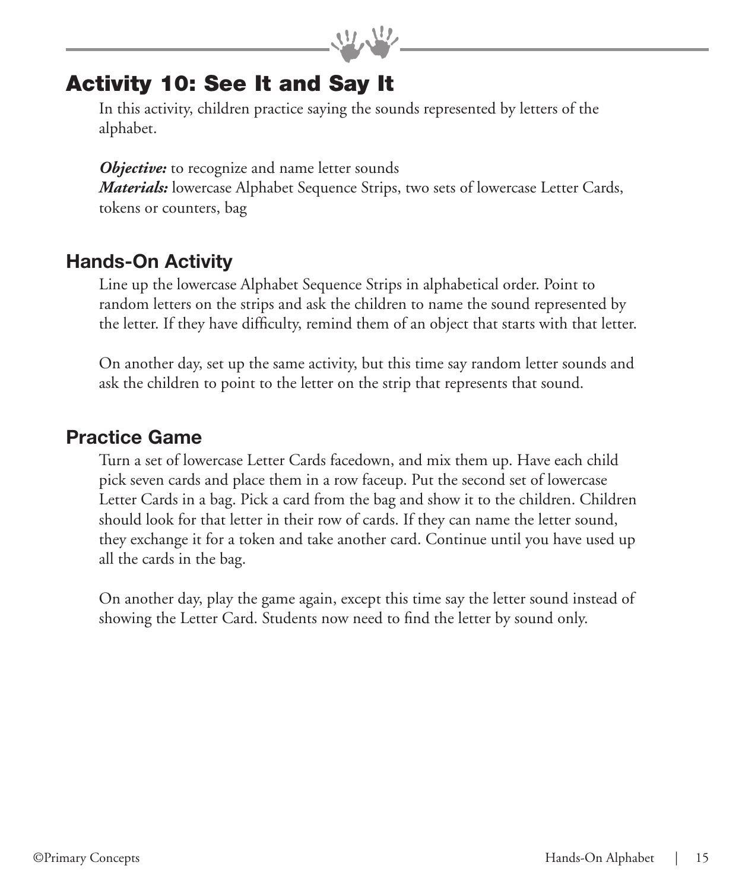## Activity 10: See It and Say It

In this activity, children practice saying the sounds represented by letters of the alphabet.

***Objective:*** to recognize and name letter sounds
***Materials:*** lowercase Alphabet Sequence Strips, two sets of lowercase Letter Cards, tokens or counters, bag

### Hands-On Activity

Line up the lowercase Alphabet Sequence Strips in alphabetical order. Point to random letters on the strips and ask the children to name the sound represented by the letter. If they have difficulty, remind them of an object that starts with that letter.

On another day, set up the same activity, but this time say random letter sounds and ask the children to point to the letter on the strip that represents that sound.

### Practice Game

Turn a set of lowercase Letter Cards facedown, and mix them up. Have each child pick seven cards and place them in a row faceup. Put the second set of lowercase Letter Cards in a bag. Pick a card from the bag and show it to the children. Children should look for that letter in their row of cards. If they can name the letter sound, they exchange it for a token and take another card. Continue until you have used up all the cards in the bag.

On another day, play the game again, except this time say the letter sound instead of showing the Letter Card. Students now need to find the letter by sound only.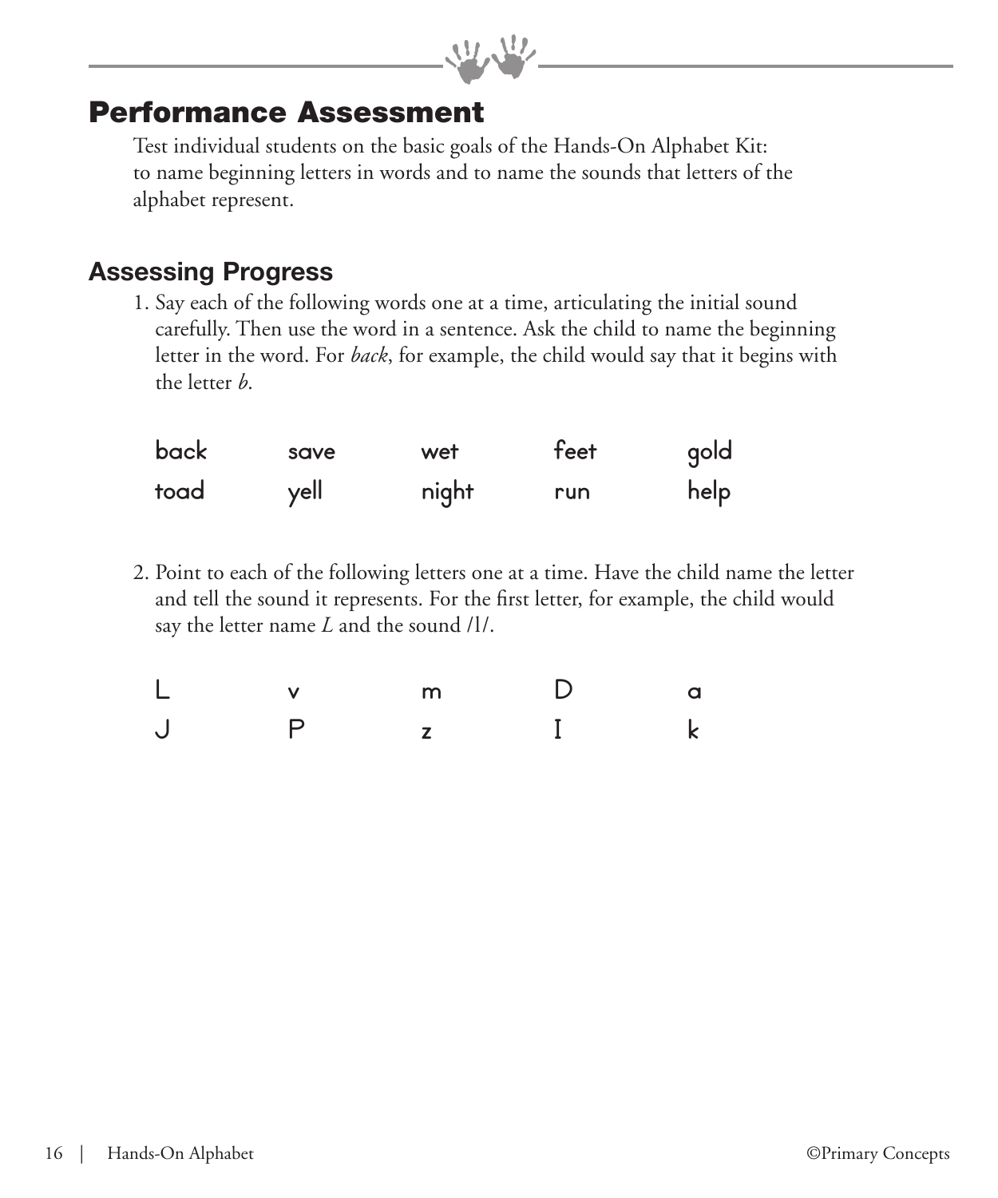# Performance Assessment

Test individual students on the basic goals of the Hands-On Alphabet Kit: to name beginning letters in words and to name the sounds that letters of the alphabet represent.

## Assessing Progress

1. Say each of the following words one at a time, articulating the initial sound carefully. Then use the word in a sentence. Ask the child to name the beginning letter in the word. For *back*, for example, the child would say that it begins with the letter *b*.

| | | | | |
|---|---|---|---|---|
| back | save | wet | feet | gold |
| toad | yell | night | run | help |

2. Point to each of the following letters one at a time. Have the child name the letter and tell the sound it represents. For the first letter, for example, the child would say the letter name *L* and the sound /l/.

| | | | | |
|---|---|---|---|---|
| L | v | m | D | a |
| J | P | z | I | k |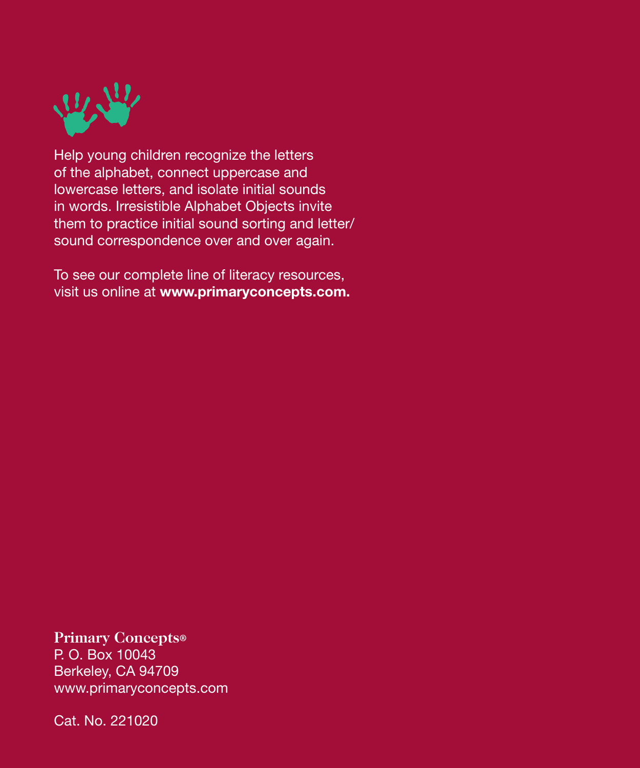Help young children recognize the letters of the alphabet, connect uppercase and lowercase letters, and isolate initial sounds in words. Irresistible Alphabet Objects invite them to practice initial sound sorting and letter/sound correspondence over and over again.

To see our complete line of literacy resources, visit us online at **www.primaryconcepts.com.**

**Primary Concepts®**
P. O. Box 10043
Berkeley, CA 94709
www.primaryconcepts.com

Cat. No. 221020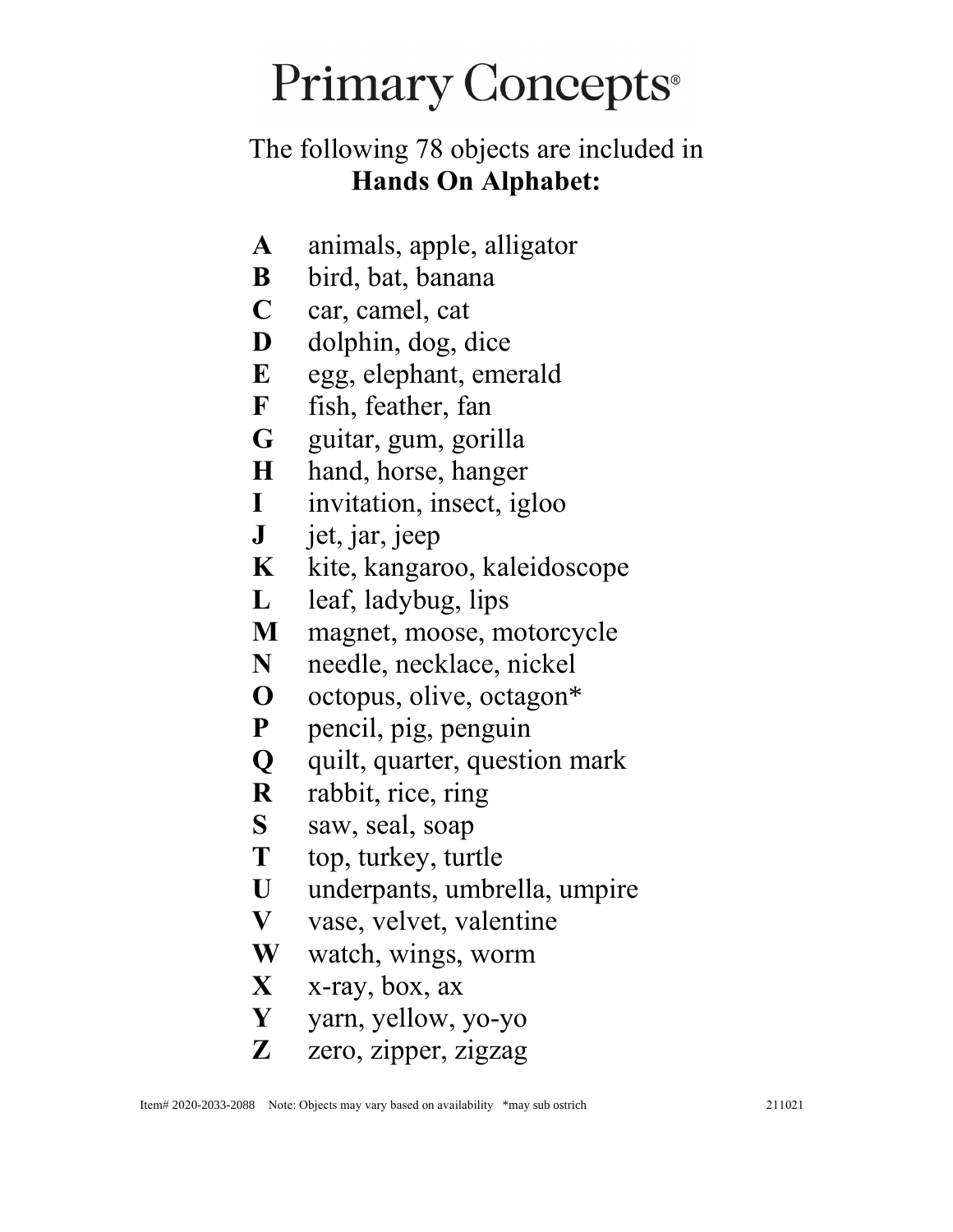# Primary Concepts®

The following 78 objects are included in
**Hands On Alphabet:**

- **A** animals, apple, alligator
- **B** bird, bat, banana
- **C** car, camel, cat
- **D** dolphin, dog, dice
- **E** egg, elephant, emerald
- **F** fish, feather, fan
- **G** guitar, gum, gorilla
- **H** hand, horse, hanger
- **I** invitation, insect, igloo
- **J** jet, jar, jeep
- **K** kite, kangaroo, kaleidoscope
- **L** leaf, ladybug, lips
- **M** magnet, moose, motorcycle
- **N** needle, necklace, nickel
- **O** octopus, olive, octagon*
- **P** pencil, pig, penguin
- **Q** quilt, quarter, question mark
- **R** rabbit, rice, ring
- **S** saw, seal, soap
- **T** top, turkey, turtle
- **U** underpants, umbrella, umpire
- **V** vase, velvet, valentine
- **W** watch, wings, worm
- **X** x-ray, box, ax
- **Y** yarn, yellow, yo-yo
- **Z** zero, zipper, zigzag

Item# 2020-2033-2088 Note: Objects may vary based on availability *may sub ostrich 211021